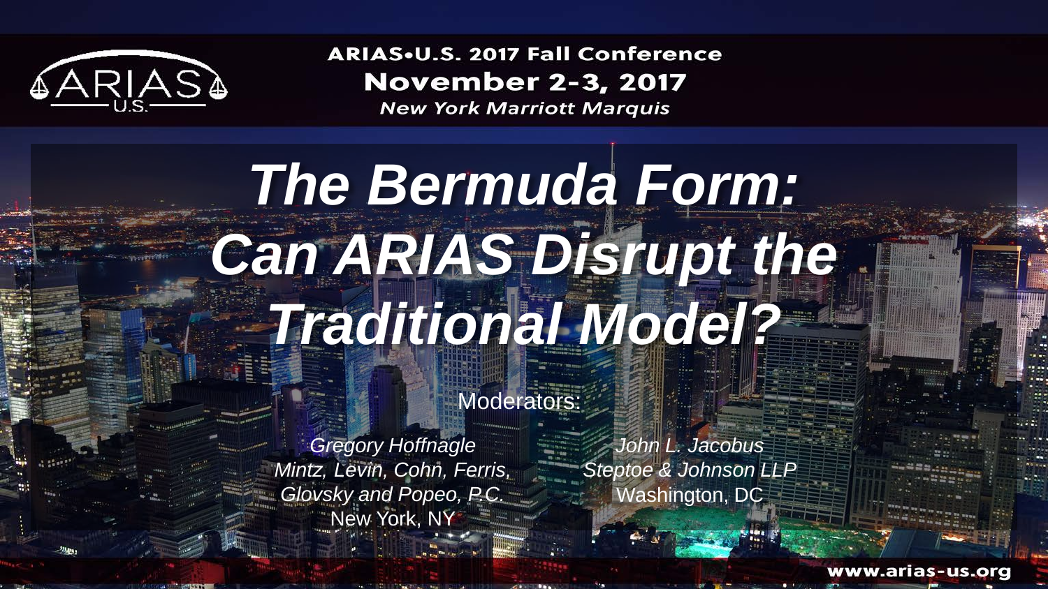ARIAS•U.S. 2017 Fall Conference

**November 2-3, 2017**

*New York Marriott Marquis*

# *The Bermuda Form: Can ARIAS Disrupt the Traditional Model?*

Moderators:

*Gregory Hoffnagle*
*Mintz, Levin, Cohn, Ferris, Glovsky and Popeo, P.C.*
New York, NY

*John L. Jacobus*
*Steptoe & Johnson LLP*
Washington, DC

www.arias-us.org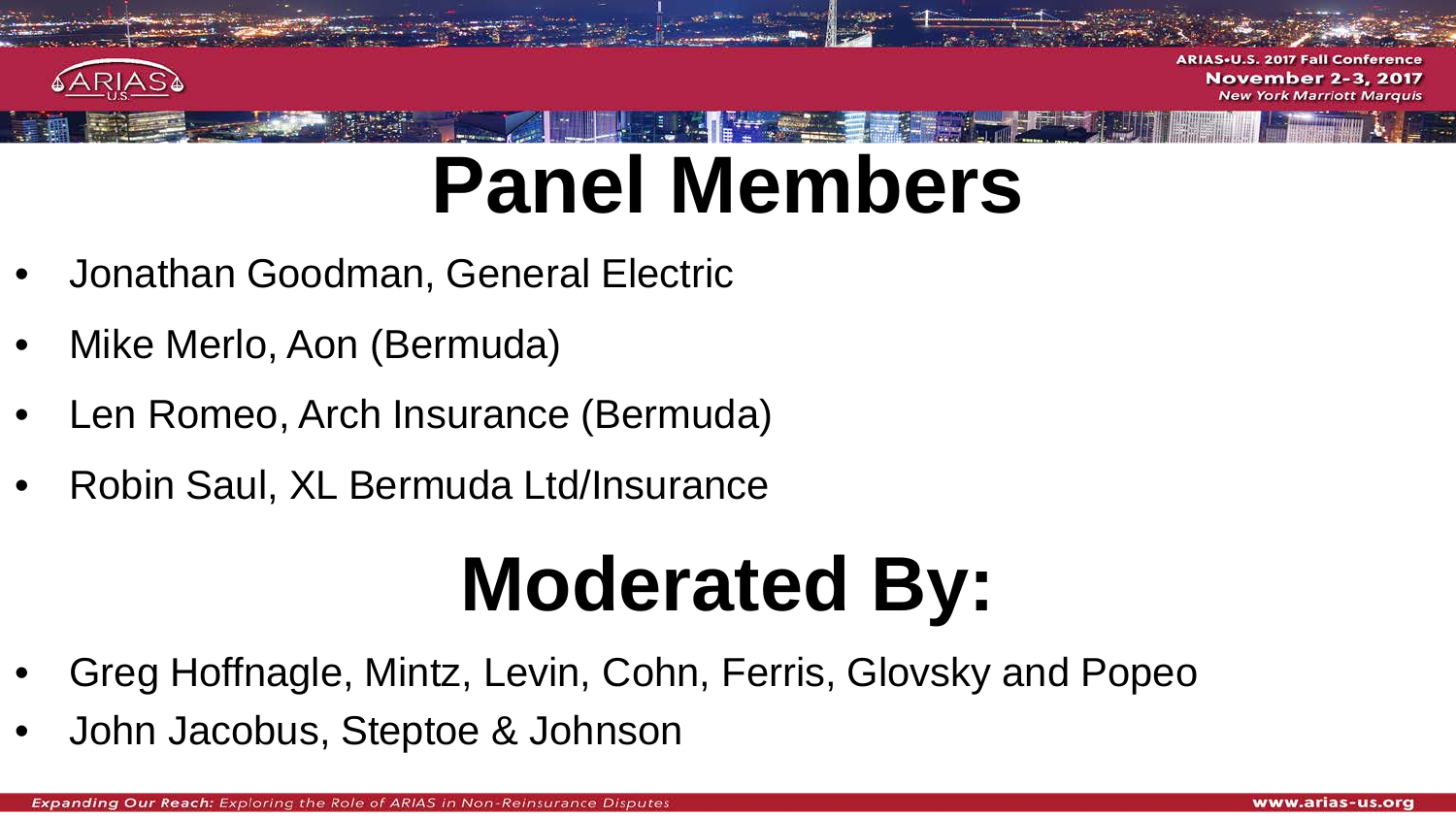# Panel Members

- Jonathan Goodman, General Electric
- Mike Merlo, Aon (Bermuda)
- Len Romeo, Arch Insurance (Bermuda)
- Robin Saul, XL Bermuda Ltd/Insurance

# Moderated By:

- Greg Hoffnagle, Mintz, Levin, Cohn, Ferris, Glovsky and Popeo
- John Jacobus, Steptoe & Johnson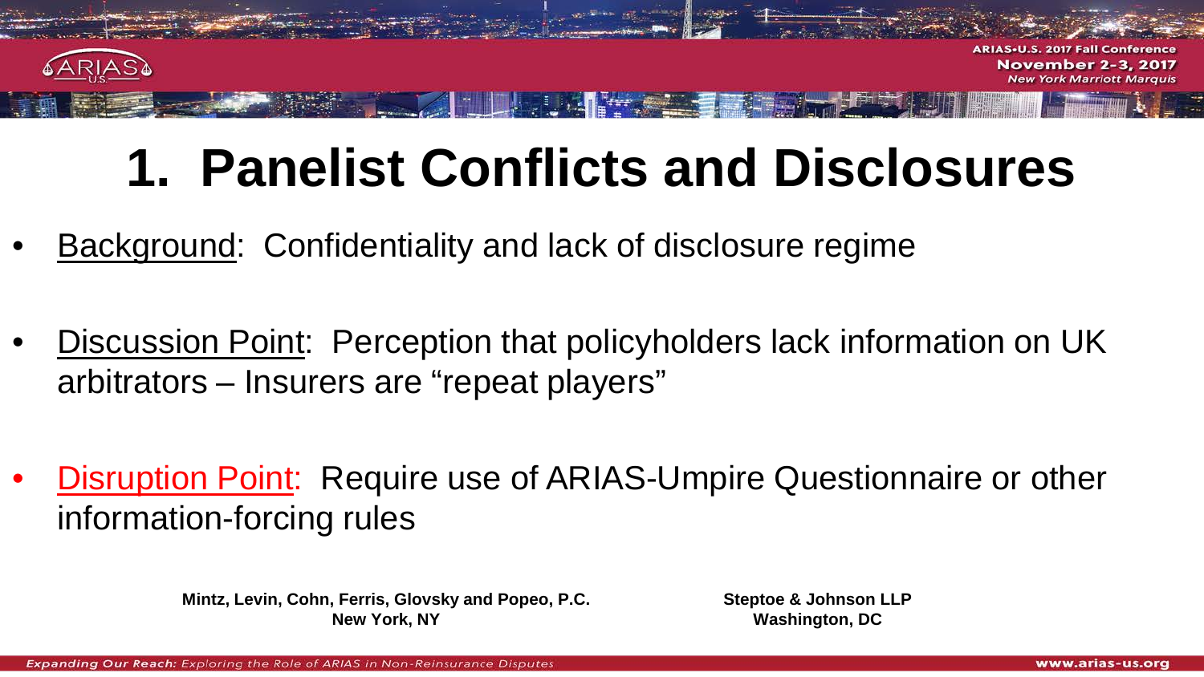# 1. Panelist Conflicts and Disclosures

- Background: Confidentiality and lack of disclosure regime
- Discussion Point: Perception that policyholders lack information on UK arbitrators – Insurers are "repeat players"
- Disruption Point: Require use of ARIAS-Umpire Questionnaire or other information-forcing rules

**Mintz, Levin, Cohn, Ferris, Glovsky and Popeo, P.C.**
**New York, NY**

**Steptoe & Johnson LLP**
**Washington, DC**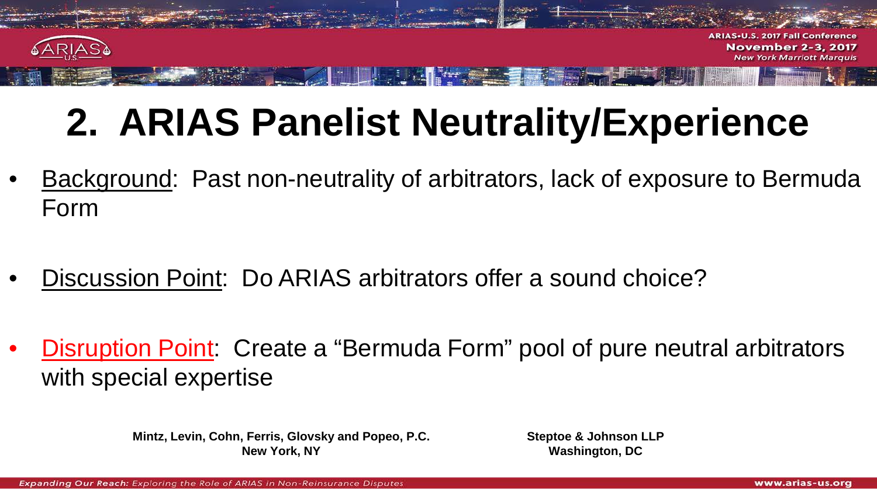# 2. ARIAS Panelist Neutrality/Experience

- Background: Past non-neutrality of arbitrators, lack of exposure to Bermuda Form

- Discussion Point: Do ARIAS arbitrators offer a sound choice?

- Disruption Point: Create a “Bermuda Form” pool of pure neutral arbitrators with special expertise

**Mintz, Levin, Cohn, Ferris, Glovsky and Popeo, P.C.**
**New York, NY**

**Steptoe & Johnson LLP**
**Washington, DC**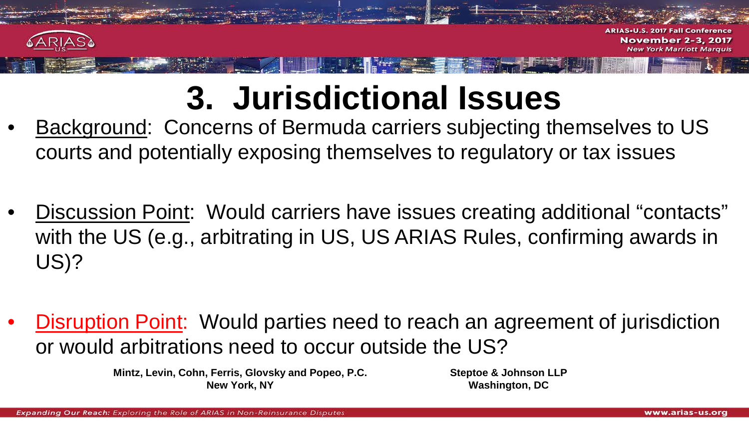# 3. Jurisdictional Issues

- Background: Concerns of Bermuda carriers subjecting themselves to US courts and potentially exposing themselves to regulatory or tax issues

- Discussion Point: Would carriers have issues creating additional "contacts" with the US (e.g., arbitrating in US, US ARIAS Rules, confirming awards in US)?

- Disruption Point: Would parties need to reach an agreement of jurisdiction or would arbitrations need to occur outside the US?

**Mintz, Levin, Cohn, Ferris, Glovsky and Popeo, P.C.**
**New York, NY**

**Steptoe & Johnson LLP**
**Washington, DC**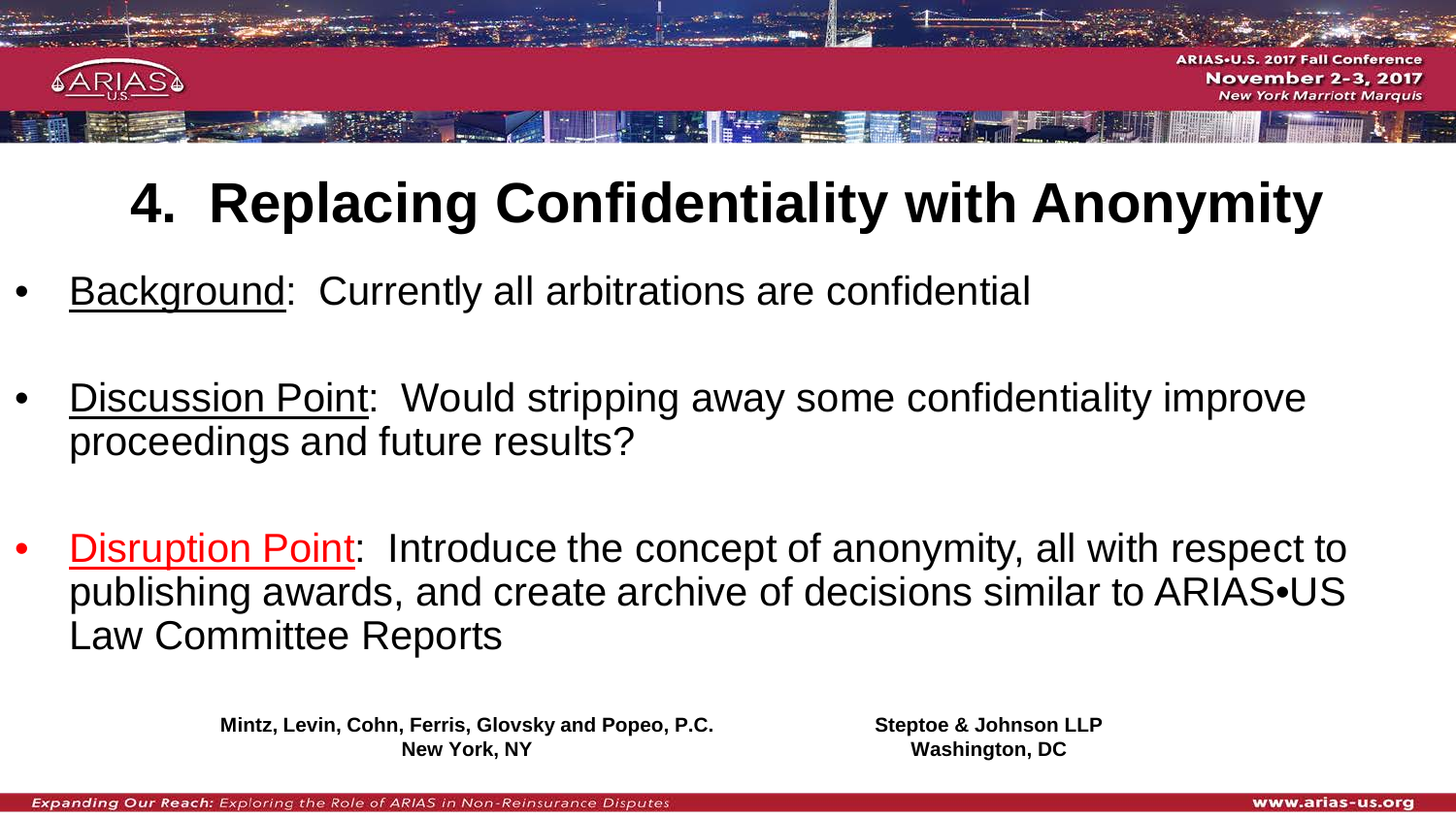# 4. Replacing Confidentiality with Anonymity

- Background: Currently all arbitrations are confidential
- Discussion Point: Would stripping away some confidentiality improve proceedings and future results?
- Disruption Point: Introduce the concept of anonymity, all with respect to publishing awards, and create archive of decisions similar to ARIAS•US Law Committee Reports

**Mintz, Levin, Cohn, Ferris, Glovsky and Popeo, P.C.**
**New York, NY**

**Steptoe & Johnson LLP**
**Washington, DC**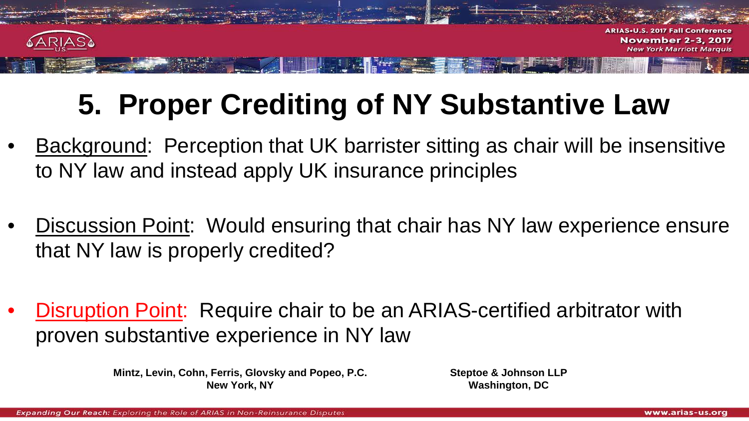# 5. Proper Crediting of NY Substantive Law

- Background: Perception that UK barrister sitting as chair will be insensitive to NY law and instead apply UK insurance principles

- Discussion Point: Would ensuring that chair has NY law experience ensure that NY law is properly credited?

- Disruption Point: Require chair to be an ARIAS-certified arbitrator with proven substantive experience in NY law

**Mintz, Levin, Cohn, Ferris, Glovsky and Popeo, P.C.**
**New York, NY**

**Steptoe & Johnson LLP**
**Washington, DC**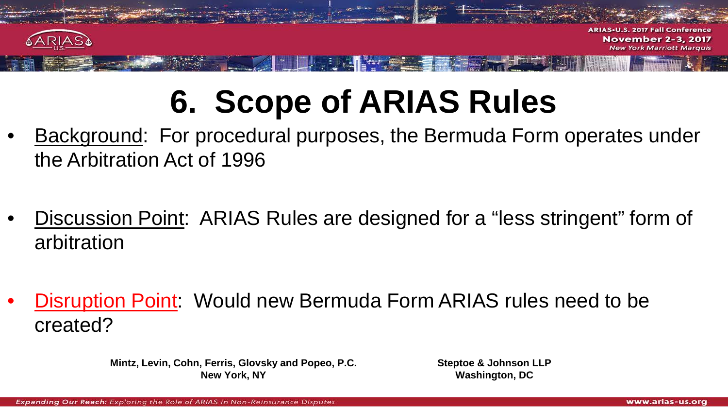# 6. Scope of ARIAS Rules

- Background: For procedural purposes, the Bermuda Form operates under the Arbitration Act of 1996

- Discussion Point: ARIAS Rules are designed for a “less stringent” form of arbitration

- Disruption Point: Would new Bermuda Form ARIAS rules need to be created?

**Mintz, Levin, Cohn, Ferris, Glovsky and Popeo, P.C.**
**New York, NY**

**Steptoe & Johnson LLP**
**Washington, DC**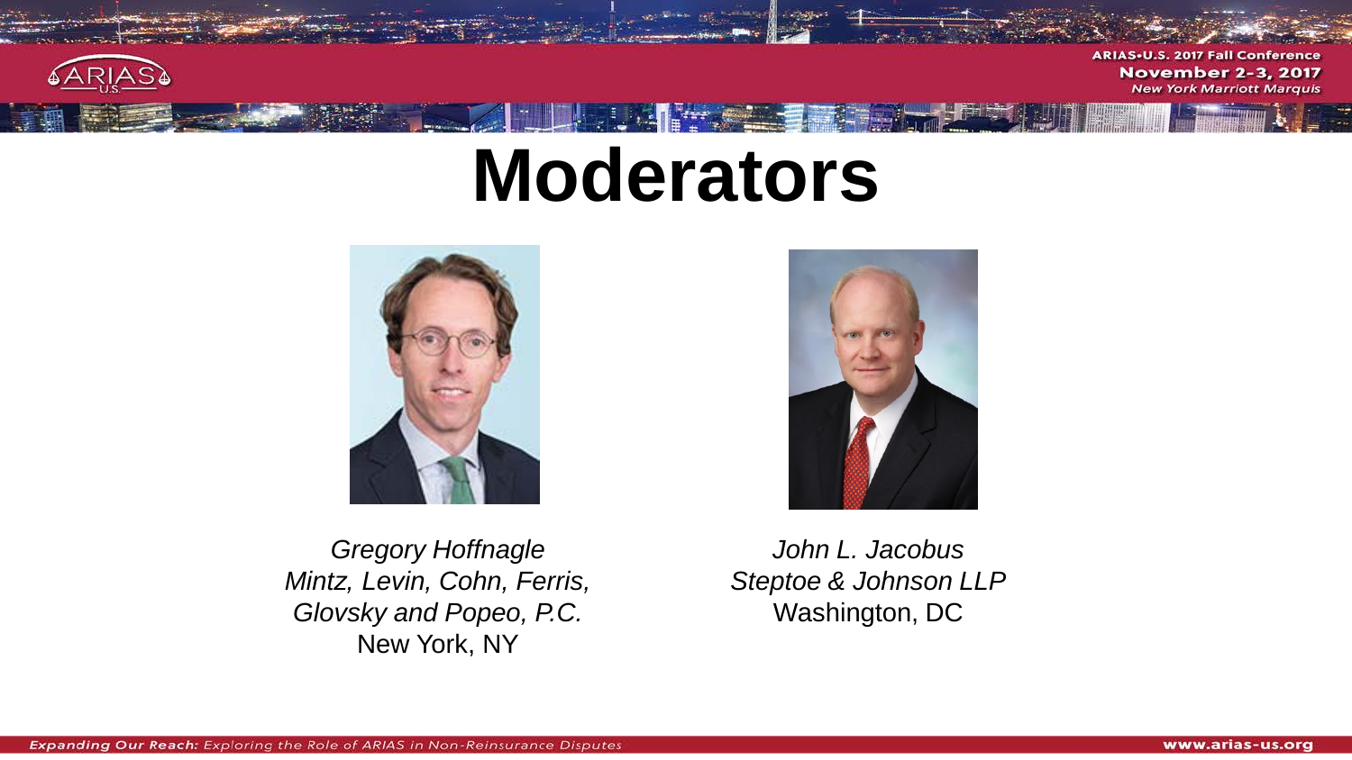# Moderators

*Gregory Hoffnagle*
*Mintz, Levin, Cohn, Ferris, Glovsky and Popeo, P.C.*
New York, NY

*John L. Jacobus*
*Steptoe & Johnson LLP*
Washington, DC